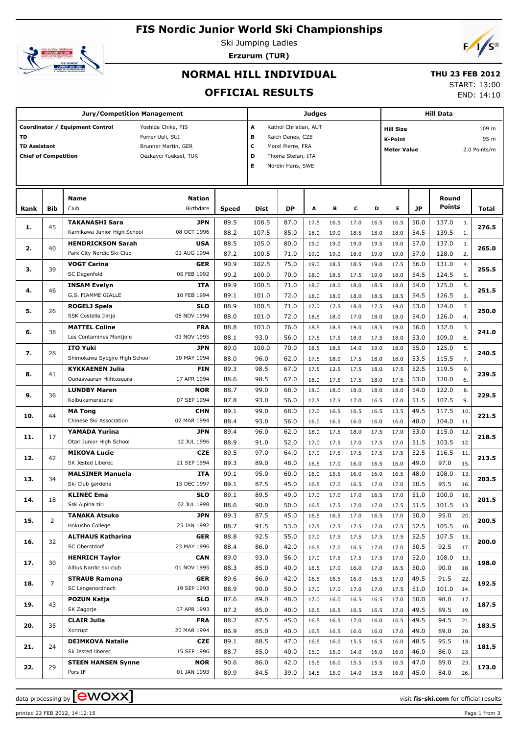# FIS Nordic Junior World Ski Championships

Ski Jumping Ladies

**Erzurum (TUR)**

## NORMAL HILL INDIVIDUAL

## OFFICIAL RESULTS

**THU 23 FEB 2012**

START: 13:00

END: 14:10

| Jury/Competition Management | |
|---|---|
| Coordinator / Equipment Control | Yoshida Chika, FIS |
| TD | Forrer Ueli, SUI |
| TD Assistant | Brunner Martin, GER |
| Chief of Competition | Oezkavci Yueksel, TUR |

| Judges | |
|---|---|
| A | Kathol Christian, AUT |
| B | Raich Danes, CZE |
| C | Morel Pierre, FRA |
| D | Thoma Stefan, ITA |
| E | Nordin Hans, SWE |

| Hill Data | |
|---|---|
| Hill Size | 109 m |
| K-Point | 95 m |
| Meter Value | 2.0 Points/m |

| Rank | Bib | Name / Club | Nation / Birthdate | Speed | Dist | DP | A | B | C | D | E | JP | Round Points | | Total |
|---|---|---|---|---|---|---|---|---|---|---|---|---|---|---|---|
| 1. | 45 | **TAKANASHI Sara** | **JPN** | 89.5 | 108.5 | 87.0 | 17.5 | 16.5 | 17.0 | 16.5 | 16.5 | 50.0 | 137.0 | 1. | 276.5 |
| | | Kamikawa Junior High School | 08 OCT 1996 | 88.2 | 107.5 | 85.0 | 18.0 | 19.0 | 18.5 | 18.0 | 18.0 | 54.5 | 139.5 | 1. | |
| 2. | 40 | **HENDRICKSON Sarah** | **USA** | 88.5 | 105.0 | 80.0 | 19.0 | 19.0 | 19.0 | 19.5 | 19.0 | 57.0 | 137.0 | 1. | 265.0 |
| | | Park City Nordic Ski Club | 01 AUG 1994 | 87.2 | 100.5 | 71.0 | 19.0 | 19.0 | 18.0 | 19.0 | 19.0 | 57.0 | 128.0 | 2. | |
| 3. | 39 | **VOGT Carina** | **GER** | 90.9 | 102.5 | 75.0 | 19.0 | 18.5 | 18.5 | 19.0 | 17.5 | 56.0 | 131.0 | 4. | 255.5 |
| | | SC Degenfeld | 05 FEB 1992 | 90.2 | 100.0 | 70.0 | 18.0 | 18.5 | 17.5 | 19.0 | 18.0 | 54.5 | 124.5 | 5. | |
| 4. | 46 | **INSAM Evelyn** | **ITA** | 89.9 | 100.5 | 71.0 | 18.0 | 18.0 | 18.0 | 18.5 | 18.0 | 54.0 | 125.0 | 5. | 251.5 |
| | | G.S. FIAMME GIALLE | 10 FEB 1994 | 89.1 | 101.0 | 72.0 | 18.0 | 18.0 | 18.0 | 18.5 | 18.5 | 54.5 | 126.5 | 3. | |
| 5. | 26 | **ROGELJ Spela** | **SLO** | 88.9 | 100.5 | 71.0 | 17.0 | 17.5 | 18.0 | 17.5 | 19.0 | 53.0 | 124.0 | 7. | 250.0 |
| | | SSK Costella Ilirija | 08 NOV 1994 | 88.0 | 101.0 | 72.0 | 18.5 | 18.0 | 17.0 | 18.0 | 18.0 | 54.0 | 126.0 | 4. | |
| 6. | 38 | **MATTEL Coline** | **FRA** | 88.8 | 103.0 | 76.0 | 18.5 | 18.5 | 19.0 | 18.5 | 19.0 | 56.0 | 132.0 | 3. | 241.0 |
| | | Les Contamines Montjoie | 03 NOV 1995 | 88.1 | 93.0 | 56.0 | 17.5 | 17.5 | 18.0 | 17.5 | 18.0 | 53.0 | 109.0 | 8. | |
| 7. | 28 | **ITO Yuki** | **JPN** | 89.0 | 100.0 | 70.0 | 18.5 | 18.5 | 14.0 | 19.0 | 18.0 | 55.0 | 125.0 | 5. | 240.5 |
| | | Shimokawa Syogyo High School | 10 MAY 1994 | 88.0 | 96.0 | 62.0 | 17.5 | 18.0 | 17.5 | 18.0 | 18.0 | 53.5 | 115.5 | 7. | |
| 8. | 41 | **KYKKAENEN Julia** | **FIN** | 89.3 | 98.5 | 67.0 | 17.5 | 12.5 | 17.5 | 18.0 | 17.5 | 52.5 | 119.5 | 9. | 239.5 |
| | | Ounasvaaran Hiihtoseura | 17 APR 1994 | 88.6 | 98.5 | 67.0 | 18.0 | 17.5 | 17.5 | 18.0 | 17.5 | 53.0 | 120.0 | 6. | |
| 9. | 36 | **LUNDBY Maren** | **NOR** | 88.7 | 99.0 | 68.0 | 18.0 | 18.0 | 18.0 | 18.0 | 18.0 | 54.0 | 122.0 | 8. | 229.5 |
| | | Kolbukameratene | 07 SEP 1994 | 87.8 | 93.0 | 56.0 | 17.5 | 17.5 | 17.0 | 16.5 | 17.0 | 51.5 | 107.5 | 9. | |
| 10. | 44 | **MA Tong** | **CHN** | 89.1 | 99.0 | 68.0 | 17.0 | 16.5 | 16.5 | 16.5 | 13.5 | 49.5 | 117.5 | 10. | 221.5 |
| | | Chinese Ski Association | 02 MAR 1994 | 88.4 | 93.0 | 56.0 | 16.0 | 16.5 | 16.0 | 16.0 | 16.0 | 48.0 | 104.0 | 11. | |
| 11. | 17 | **YAMADA Yurina** | **JPN** | 89.4 | 96.0 | 62.0 | 18.0 | 17.5 | 18.0 | 17.5 | 17.0 | 53.0 | 115.0 | 12. | 218.5 |
| | | Otari Junior High School | 12 JUL 1996 | 88.9 | 91.0 | 52.0 | 17.0 | 17.5 | 17.0 | 17.5 | 17.0 | 51.5 | 103.5 | 12. | |
| 12. | 42 | **MIKOVA Lucie** | **CZE** | 89.5 | 97.0 | 64.0 | 17.0 | 17.5 | 17.5 | 17.5 | 17.5 | 52.5 | 116.5 | 11. | 213.5 |
| | | SK Jested Liberec | 21 SEP 1994 | 89.3 | 89.0 | 48.0 | 16.5 | 17.0 | 16.0 | 16.5 | 16.0 | 49.0 | 97.0 | 15. | |
| 13. | 34 | **MALSINER Manuela** | **ITA** | 90.1 | 95.0 | 60.0 | 16.0 | 15.5 | 16.0 | 16.0 | 16.5 | 48.0 | 108.0 | 13. | 203.5 |
| | | Ski Club gardena | 15 DEC 1997 | 89.1 | 87.5 | 45.0 | 16.5 | 17.0 | 16.5 | 17.0 | 17.0 | 50.5 | 95.5 | 16. | |
| 14. | 18 | **KLINEC Ema** | **SLO** | 89.1 | 89.5 | 49.0 | 17.0 | 17.0 | 17.0 | 16.5 | 17.0 | 51.0 | 100.0 | 16. | 201.5 |
| | | Ssk Alpina ziri | 02 JUL 1998 | 88.6 | 90.0 | 50.0 | 16.5 | 17.5 | 17.0 | 17.0 | 17.5 | 51.5 | 101.5 | 13. | |
| 15. | 2 | **TANAKA Atsuko** | **JPN** | 89.3 | 87.5 | 45.0 | 16.5 | 16.5 | 17.0 | 16.5 | 17.0 | 50.0 | 95.0 | 20. | 200.5 |
| | | Hokusho College | 25 JAN 1992 | 88.7 | 91.5 | 53.0 | 17.5 | 17.5 | 17.5 | 17.0 | 17.5 | 52.5 | 105.5 | 10. | |
| 16. | 32 | **ALTHAUS Katharina** | **GER** | 88.8 | 92.5 | 55.0 | 17.0 | 17.5 | 17.5 | 17.5 | 17.5 | 52.5 | 107.5 | 15. | 200.0 |
| | | SC Oberstdorf | 23 MAY 1996 | 88.4 | 86.0 | 42.0 | 16.5 | 17.0 | 16.5 | 17.0 | 17.0 | 50.5 | 92.5 | 17. | |
| 17. | 30 | **HENRICH Taylor** | **CAN** | 89.0 | 93.0 | 56.0 | 17.0 | 17.5 | 17.5 | 17.5 | 17.0 | 52.0 | 108.0 | 13. | 198.0 |
| | | Altius Nordic ski club | 01 NOV 1995 | 88.3 | 85.0 | 40.0 | 16.5 | 17.0 | 16.0 | 17.0 | 16.5 | 50.0 | 90.0 | 18. | |
| 18. | 7 | **STRAUB Ramona** | **GER** | 89.6 | 86.0 | 42.0 | 16.5 | 16.5 | 16.0 | 16.5 | 17.0 | 49.5 | 91.5 | 22. | 192.5 |
| | | SC Langenordnach | 19 SEP 1993 | 88.9 | 90.0 | 50.0 | 17.0 | 17.0 | 17.0 | 17.0 | 17.5 | 51.0 | 101.0 | 14. | |
| 19. | 43 | **POZUN Katja** | **SLO** | 87.6 | 89.0 | 48.0 | 17.0 | 16.0 | 16.5 | 16.5 | 17.0 | 50.0 | 98.0 | 17. | 187.5 |
| | | SK Zagorje | 07 APR 1993 | 87.2 | 85.0 | 40.0 | 16.5 | 16.5 | 16.5 | 16.5 | 17.0 | 49.5 | 89.5 | 19. | |
| 20. | 35 | **CLAIR Julia** | **FRA** | 88.2 | 87.5 | 45.0 | 16.5 | 16.5 | 17.0 | 16.0 | 16.5 | 49.5 | 94.5 | 21. | 183.5 |
| | | Xonrupt | 20 MAR 1994 | 86.9 | 85.0 | 40.0 | 16.5 | 16.5 | 16.0 | 16.0 | 17.0 | 49.0 | 89.0 | 20. | |
| 21. | 24 | **DEJMKOVA Natalie** | **CZE** | 89.1 | 88.5 | 47.0 | 16.5 | 16.0 | 15.5 | 16.5 | 16.0 | 48.5 | 95.5 | 18. | 181.5 |
| | | Sk Jested liberec | 15 SEP 1996 | 88.7 | 85.0 | 40.0 | 15.0 | 15.0 | 14.0 | 16.0 | 16.0 | 46.0 | 86.0 | 23. | |
| 22. | 29 | **STEEN HANSEN Synne** | **NOR** | 90.6 | 86.0 | 42.0 | 15.5 | 16.0 | 15.5 | 15.5 | 16.5 | 47.0 | 89.0 | 23. | 173.0 |
| | | Pors IF | 01 JAN 1993 | 89.9 | 84.5 | 39.0 | 14.5 | 15.0 | 14.0 | 15.5 | 16.0 | 45.0 | 84.0 | 26. | |

data processing by EWOXX — visit **fis-ski.com** for official results

printed 23 FEB 2012, 14:12:15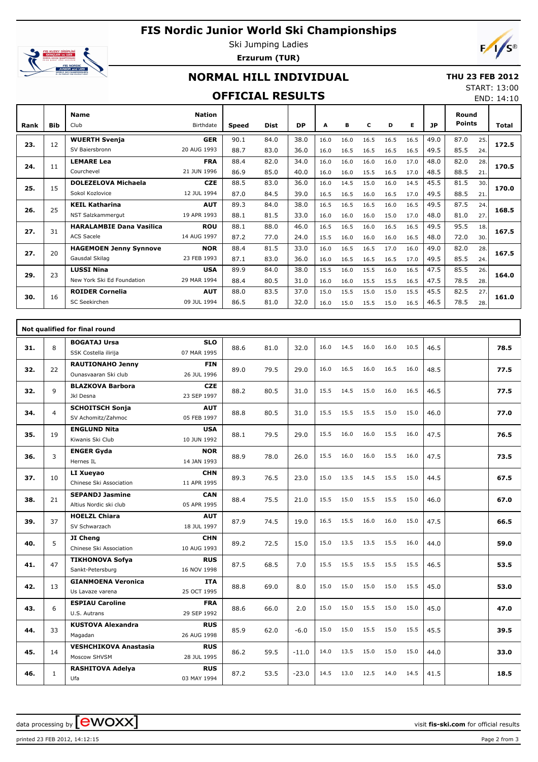# FIS Nordic Junior World Ski Championships

Ski Jumping Ladies

**Erzurum (TUR)**

## NORMAL HILL INDIVIDUAL

**THU 23 FEB 2012**

START: 13:00

END: 14:10

## OFFICIAL RESULTS

| Rank | Bib | Name / Club | Nation / Birthdate | Speed | Dist | DP | A | B | C | D | E | JP | Round Points | | Total |
|---|---|---|---|---|---|---|---|---|---|---|---|---|---|---|---|
| 23. | 12 | **WUERTH Svenja** | **GER** | 90.1 | 84.0 | 38.0 | 16.0 | 16.0 | 16.5 | 16.5 | 16.5 | 49.0 | 87.0 | 25. | 172.5 |
| | | SV Baiersbronn | 20 AUG 1993 | 88.7 | 83.0 | 36.0 | 16.0 | 16.5 | 16.5 | 16.5 | 16.5 | 49.5 | 85.5 | 24. | |
| 24. | 11 | **LEMARE Lea** | **FRA** | 88.4 | 82.0 | 34.0 | 16.0 | 16.0 | 16.0 | 16.0 | 17.0 | 48.0 | 82.0 | 28. | 170.5 |
| | | Courchevel | 21 JUN 1996 | 86.9 | 85.0 | 40.0 | 16.0 | 16.0 | 15.5 | 16.5 | 17.0 | 48.5 | 88.5 | 21. | |
| 25. | 15 | **DOLEZELOVA Michaela** | **CZE** | 88.5 | 83.0 | 36.0 | 16.0 | 14.5 | 15.0 | 16.0 | 14.5 | 45.5 | 81.5 | 30. | 170.0 |
| | | Sokol Kozlovice | 12 JUL 1994 | 87.0 | 84.5 | 39.0 | 16.5 | 16.5 | 16.0 | 16.5 | 17.0 | 49.5 | 88.5 | 21. | |
| 26. | 25 | **KEIL Katharina** | **AUT** | 89.3 | 84.0 | 38.0 | 16.5 | 16.5 | 16.5 | 16.0 | 16.5 | 49.5 | 87.5 | 24. | 168.5 |
| | | NST Salzkammergut | 19 APR 1993 | 88.1 | 81.5 | 33.0 | 16.0 | 16.0 | 16.0 | 15.0 | 17.0 | 48.0 | 81.0 | 27. | |
| 27. | 31 | **HARALAMBIE Dana Vasilica** | **ROU** | 88.1 | 88.0 | 46.0 | 16.5 | 16.5 | 16.0 | 16.5 | 16.5 | 49.5 | 95.5 | 18. | 167.5 |
| | | ACS Sacele | 14 AUG 1997 | 87.2 | 77.0 | 24.0 | 15.5 | 16.0 | 16.0 | 16.0 | 16.5 | 48.0 | 72.0 | 30. | |
| 27. | 20 | **HAGEMOEN Jenny Synnove** | **NOR** | 88.4 | 81.5 | 33.0 | 16.0 | 16.5 | 16.5 | 17.0 | 16.0 | 49.0 | 82.0 | 28. | 167.5 |
| | | Gausdal Skilag | 23 FEB 1993 | 87.1 | 83.0 | 36.0 | 16.0 | 16.5 | 16.5 | 16.5 | 17.0 | 49.5 | 85.5 | 24. | |
| 29. | 23 | **LUSSI Nina** | **USA** | 89.9 | 84.0 | 38.0 | 15.5 | 16.0 | 15.5 | 16.0 | 16.5 | 47.5 | 85.5 | 26. | 164.0 |
| | | New York Ski Ed Foundation | 29 MAR 1994 | 88.4 | 80.5 | 31.0 | 16.0 | 16.0 | 15.5 | 15.5 | 16.5 | 47.5 | 78.5 | 28. | |
| 30. | 16 | **ROIDER Cornelia** | **AUT** | 88.0 | 83.5 | 37.0 | 15.0 | 15.5 | 15.0 | 15.0 | 15.5 | 45.5 | 82.5 | 27. | 161.0 |
| | | SC Seekirchen | 09 JUL 1994 | 86.5 | 81.0 | 32.0 | 16.0 | 15.0 | 15.5 | 15.0 | 16.5 | 46.5 | 78.5 | 28. | |

**Not qualified for final round**

| Rank | Bib | Name / Club | Nation / Birthdate | Speed | Dist | DP | A | B | C | D | E | JP | Round Points | Total |
|---|---|---|---|---|---|---|---|---|---|---|---|---|---|---|
| 31. | 8 | **BOGATAJ Ursa** / SSK Costella ilirija | **SLO** / 07 MAR 1995 | 88.6 | 81.0 | 32.0 | 16.0 | 14.5 | 16.0 | 16.0 | 10.5 | 46.5 | | 78.5 |
| 32. | 22 | **RAUTIONAHO Jenny** / Ounasvaaran Ski club | **FIN** / 26 JUL 1996 | 89.0 | 79.5 | 29.0 | 16.0 | 16.5 | 16.0 | 16.5 | 16.0 | 48.5 | | 77.5 |
| 32. | 9 | **BLAZKOVA Barbora** / Jkl Desna | **CZE** / 23 SEP 1997 | 88.2 | 80.5 | 31.0 | 15.5 | 14.5 | 15.0 | 16.0 | 16.5 | 46.5 | | 77.5 |
| 34. | 4 | **SCHOITSCH Sonja** / SV Achomitz/Zahmoc | **AUT** / 05 FEB 1997 | 88.8 | 80.5 | 31.0 | 15.5 | 15.5 | 15.5 | 15.0 | 15.0 | 46.0 | | 77.0 |
| 35. | 19 | **ENGLUND Nita** / Kiwanis Ski Club | **USA** / 10 JUN 1992 | 88.1 | 79.5 | 29.0 | 15.5 | 16.0 | 16.0 | 15.5 | 16.0 | 47.5 | | 76.5 |
| 36. | 3 | **ENGER Gyda** / Hernes IL | **NOR** / 14 JAN 1993 | 88.9 | 78.0 | 26.0 | 15.5 | 16.0 | 16.0 | 15.5 | 16.0 | 47.5 | | 73.5 |
| 37. | 10 | **LI Xueyao** / Chinese Ski Association | **CHN** / 11 APR 1995 | 89.3 | 76.5 | 23.0 | 15.0 | 13.5 | 14.5 | 15.5 | 15.0 | 44.5 | | 67.5 |
| 38. | 21 | **SEPANDJ Jasmine** / Altius Nordic ski club | **CAN** / 05 APR 1995 | 88.4 | 75.5 | 21.0 | 15.5 | 15.0 | 15.5 | 15.5 | 15.0 | 46.0 | | 67.0 |
| 39. | 37 | **HOELZL Chiara** / SV Schwarzach | **AUT** / 18 JUL 1997 | 87.9 | 74.5 | 19.0 | 16.5 | 15.5 | 16.0 | 16.0 | 15.0 | 47.5 | | 66.5 |
| 40. | 5 | **JI Cheng** / Chinese Ski Association | **CHN** / 10 AUG 1993 | 89.2 | 72.5 | 15.0 | 15.0 | 13.5 | 13.5 | 15.5 | 16.0 | 44.0 | | 59.0 |
| 41. | 47 | **TIKHONOVA Sofya** / Sankt-Petersburg | **RUS** / 16 NOV 1998 | 87.5 | 68.5 | 7.0 | 15.5 | 15.5 | 15.5 | 15.5 | 15.5 | 46.5 | | 53.5 |
| 42. | 13 | **GIANMOENA Veronica** / Us Lavaze varena | **ITA** / 25 OCT 1995 | 88.8 | 69.0 | 8.0 | 15.0 | 15.0 | 15.0 | 15.0 | 15.5 | 45.0 | | 53.0 |
| 43. | 6 | **ESPIAU Caroline** / U.S. Autrans | **FRA** / 29 SEP 1992 | 88.6 | 66.0 | 2.0 | 15.0 | 15.0 | 15.5 | 15.0 | 15.0 | 45.0 | | 47.0 |
| 44. | 33 | **KUSTOVA Alexandra** / Magadan | **RUS** / 26 AUG 1998 | 85.9 | 62.0 | -6.0 | 15.0 | 15.0 | 15.5 | 15.0 | 15.5 | 45.5 | | 39.5 |
| 45. | 14 | **VESHCHIKOVA Anastasia** / Moscow SHVSM | **RUS** / 28 JUL 1995 | 86.2 | 59.5 | -11.0 | 14.0 | 13.5 | 15.0 | 15.0 | 15.0 | 44.0 | | 33.0 |
| 46. | 1 | **RASHITOVA Adelya** / Ufa | **RUS** / 03 MAY 1994 | 87.2 | 53.5 | -23.0 | 14.5 | 13.0 | 12.5 | 14.0 | 14.5 | 41.5 | | 18.5 |

data processing by ewoxx — visit **fis-ski.com** for official results

printed 23 FEB 2012, 14:12:15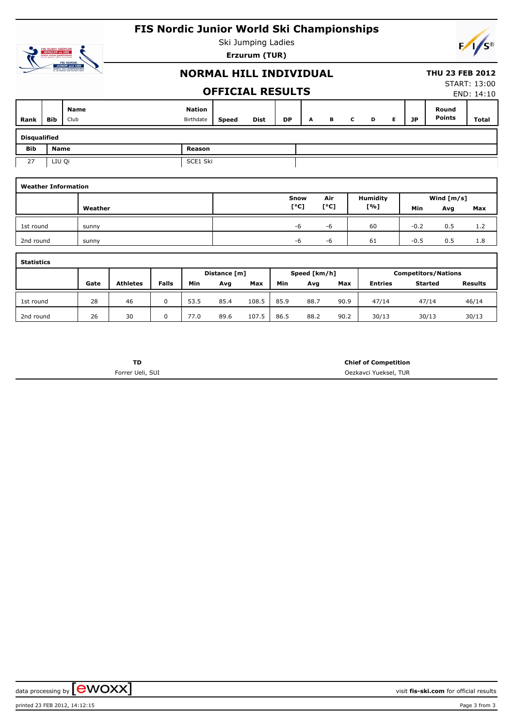# FIS Nordic Junior World Ski Championships

Ski Jumping Ladies

**Erzurum (TUR)**

## NORMAL HILL INDIVIDUAL

## OFFICIAL RESULTS

**THU 23 FEB 2012**

START: 13:00

END: 14:10

| Rank | Bib | Name<br>Club | Nation<br>Birthdate | Speed | Dist | DP | A | B | C | D | E | JP | Round Points | Total |
|---|---|---|---|---|---|---|---|---|---|---|---|---|---|---|

**Disqualified**

| Bib | Name | Reason |
|---|---|---|
| 27 | LIU Qi | SCE1 Ski |

**Weather Information**

| | Weather | Snow [°C] | Air [°C] | Humidity [%] | Wind [m/s] Min | Avg | Max |
|---|---|---|---|---|---|---|---|
| 1st round | sunny | -6 | -6 | 60 | -0.2 | 0.5 | 1.2 |
| 2nd round | sunny | -6 | -6 | 61 | -0.5 | 0.5 | 1.8 |

**Statistics**

| | | | | Distance [m] | | | Speed [km/h] | | | Competitors/Nations | | |
|---|---|---|---|---|---|---|---|---|---|---|---|---|
| | Gate | Athletes | Falls | Min | Avg | Max | Min | Avg | Max | Entries | Started | Results |
| 1st round | 28 | 46 | 0 | 53.5 | 85.4 | 108.5 | 85.9 | 88.7 | 90.9 | 47/14 | 47/14 | 46/14 |
| 2nd round | 26 | 30 | 0 | 77.0 | 89.6 | 107.5 | 86.5 | 88.2 | 90.2 | 30/13 | 30/13 | 30/13 |

**TD**
Forrer Ueli, SUI

**Chief of Competition**
Oezkavci Yueksel, TUR

data processing by ewoxx

visit **fis-ski.com** for official results

printed 23 FEB 2012, 14:12:15